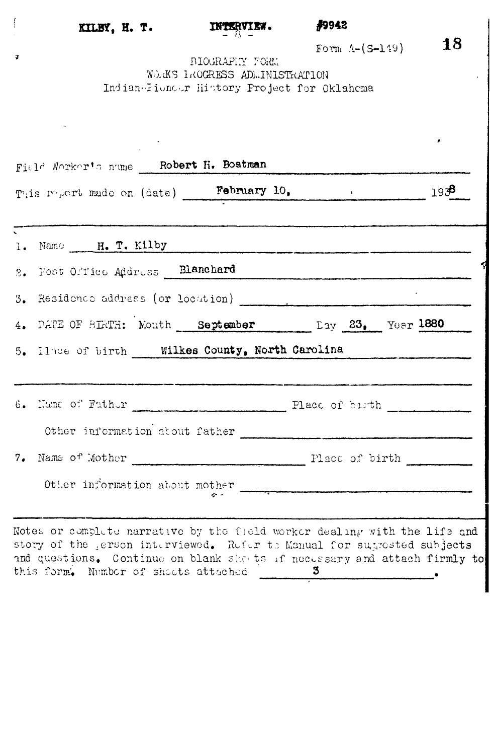KILBY, H. T. INTERVIEW. #9942

Form A-(S-149)

BIOGRAPHY FORM
WORKS PROGRESS ADMINISTRATION
Indian-Pioneer History Project for Oklahoma

Field Worker's name Robert H. Boatman

This report made on (date) February 10, 1938

1. Name H. T. Kilby

2. Post Office Address Blanchard

3. Residence address (or location)

4. DATE OF BIRTH: Month September Day 23, Year 1880

5. Place of birth Wilkes County, North Carolina

6. Name of Father Place of birth

Other information about father

7. Name of Mother Place of birth

Other information about mother

Notes or complete narrative by the field worker dealing with the life and story of the person interviewed. Refer to Manual for suggested subjects and questions. Continue on blank sheets if necessary and attach firmly to this form. Number of sheets attached 3.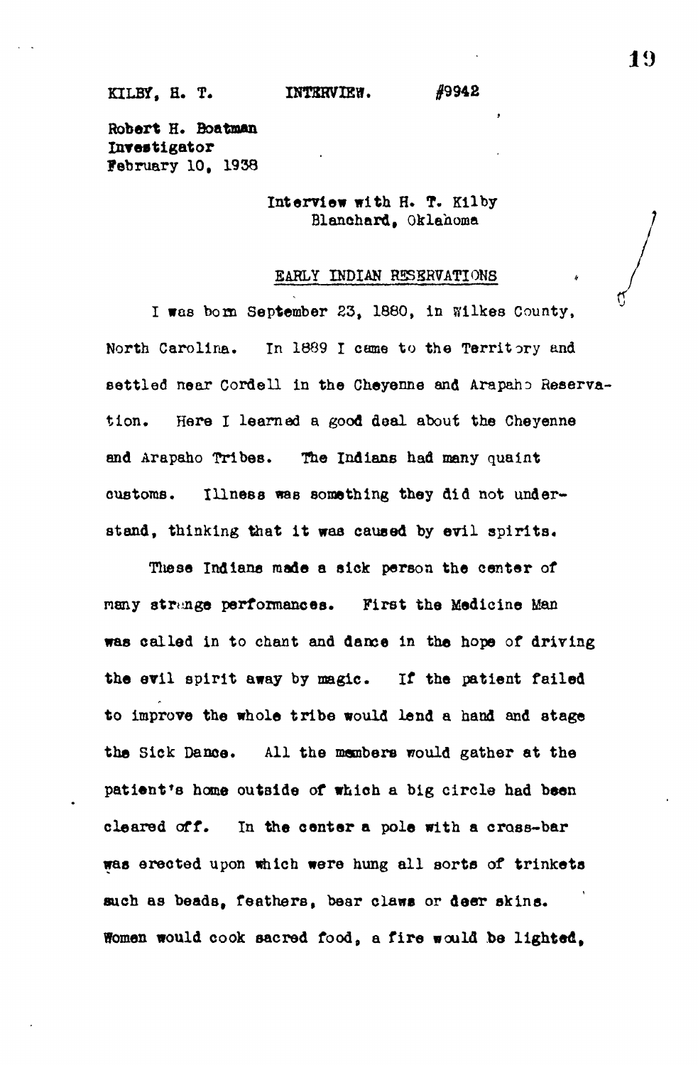KILBY, H. T. INTERVIEW. #9942

Robert H. Boatman
Investigator
February 10, 1938

Interview with H. T. Kilby
Blanchard, Oklahoma

## EARLY INDIAN RESERVATIONS

I was born September 23, 1880, in Wilkes County, North Carolina. In 1889 I came to the Territory and settled near Cordell in the Cheyenne and Arapaho Reservation. Here I learned a good deal about the Cheyenne and Arapaho Tribes. The Indians had many quaint customs. Illness was something they did not understand, thinking that it was caused by evil spirits.

These Indians made a sick person the center of many strange performances. First the Medicine Man was called in to chant and dance in the hope of driving the evil spirit away by magic. If the patient failed to improve the whole tribe would lend a hand and stage the Sick Dance. All the members would gather at the patient's home outside of which a big circle had been cleared off. In the center a pole with a cross-bar was erected upon which were hung all sorts of trinkets such as beads, feathers, bear claws or deer skins. Women would cook sacred food, a fire would be lighted,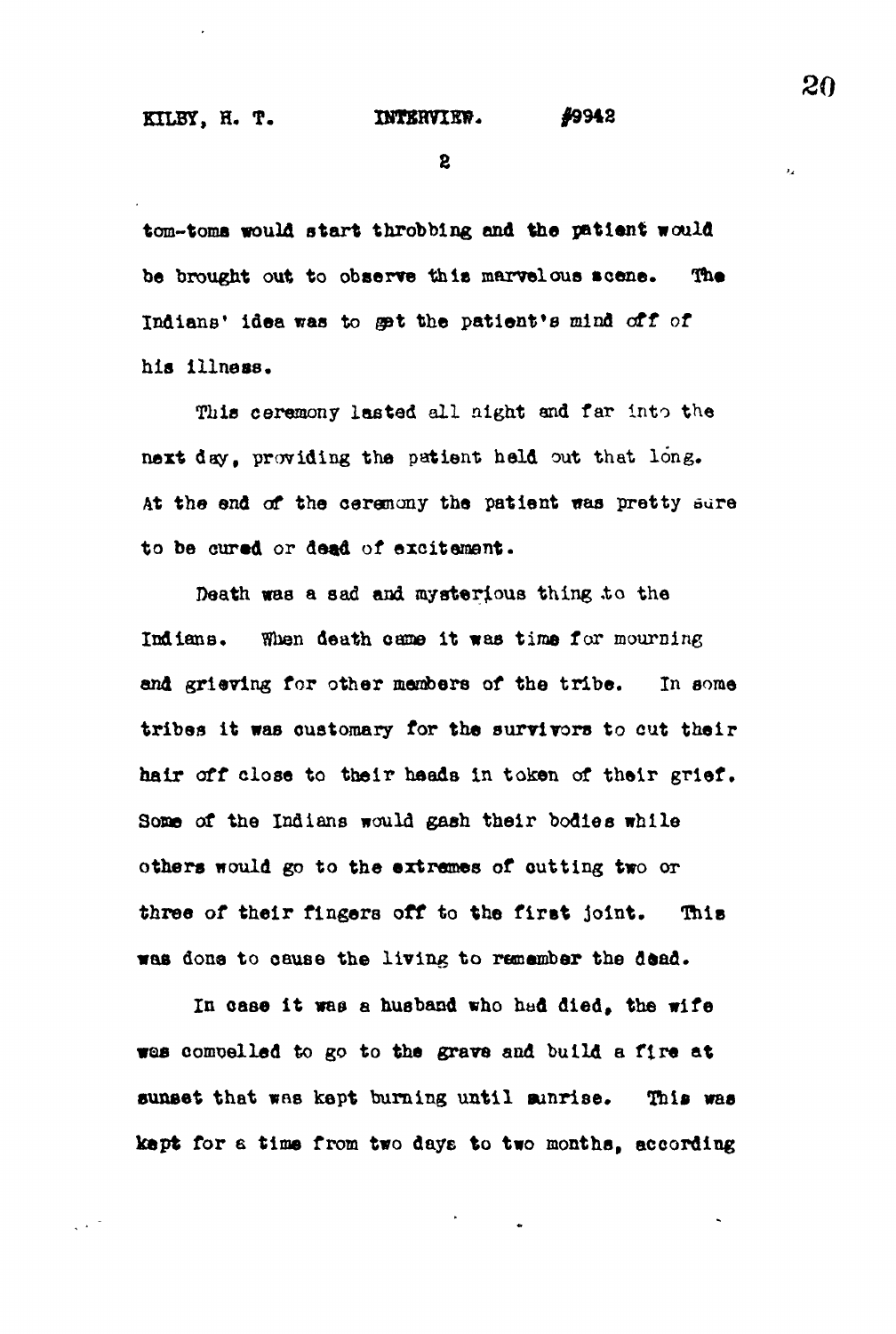tom-toms would start throbbing and the patient would be brought out to observe this marvelous scene. The Indians' idea was to get the patient's mind off of his illness.

This ceremony lasted all night and far into the next day, providing the patient held out that long. At the end of the ceremony the patient was pretty sure to be cured or dead of excitement.

Death was a sad and mysterious thing to the Indians. When death came it was time for mourning and grieving for other members of the tribe. In some tribes it was customary for the survivors to cut their hair off close to their heads in token of their grief. Some of the Indians would gash their bodies while others would go to the extremes of cutting two or three of their fingers off to the first joint. This was done to cause the living to remember the dead.

In case it was a husband who had died, the wife was compelled to go to the grave and build a fire at sunset that was kept burning until sunrise. This was kept for a time from two days to two months, according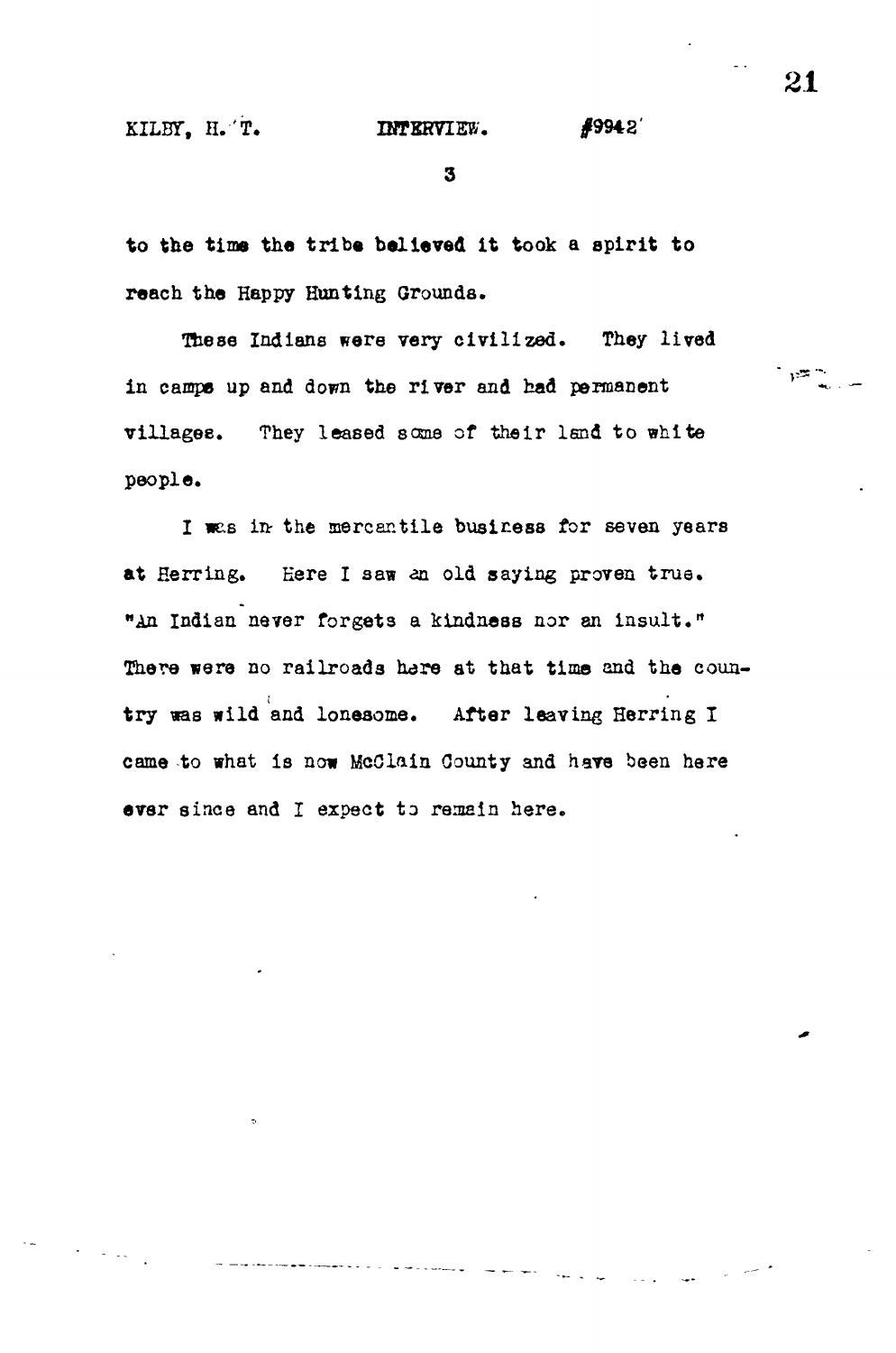to the time the tribe believed it took a spirit to reach the Happy Hunting Grounds.

These Indians were very civilized. They lived in camps up and down the river and had permanent villages. They leased some of their land to white people.

I was in the mercantile business for seven years at Herring. Here I saw an old saying proven true. "An Indian never forgets a kindness nor an insult." There were no railroads here at that time and the country was wild and lonesome. After leaving Herring I came to what is now McClain County and have been here ever since and I expect to remain here.